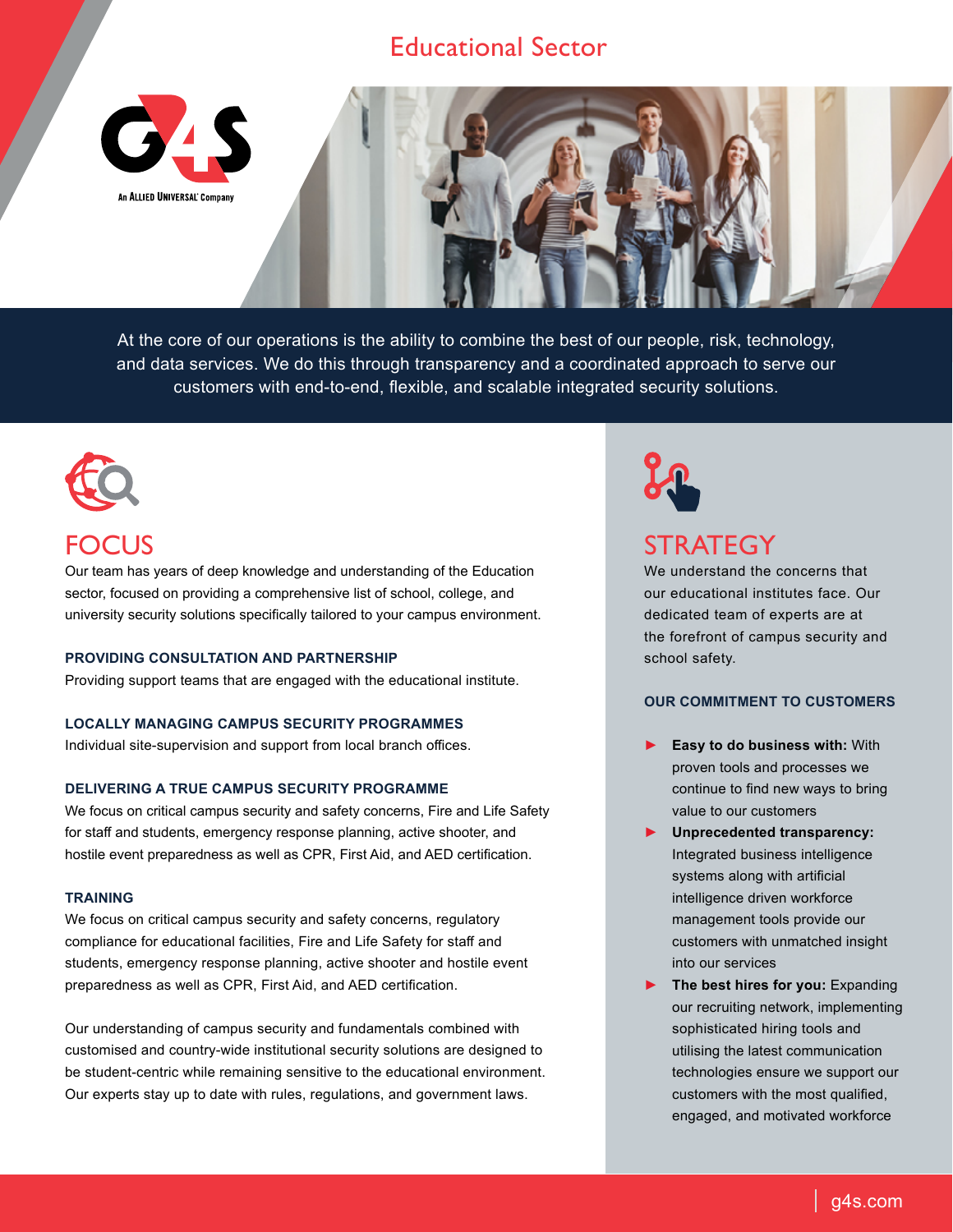# Educational Sector

G4S
An ALLIED UNIVERSAL Company

At the core of our operations is the ability to combine the best of our people, risk, technology, and data services. We do this through transparency and a coordinated approach to serve our customers with end-to-end, flexible, and scalable integrated security solutions.

## FOCUS

Our team has years of deep knowledge and understanding of the Education sector, focused on providing a comprehensive list of school, college, and university security solutions specifically tailored to your campus environment.

### PROVIDING CONSULTATION AND PARTNERSHIP

Providing support teams that are engaged with the educational institute.

### LOCALLY MANAGING CAMPUS SECURITY PROGRAMMES

Individual site-supervision and support from local branch offices.

### DELIVERING A TRUE CAMPUS SECURITY PROGRAMME

We focus on critical campus security and safety concerns, Fire and Life Safety for staff and students, emergency response planning, active shooter, and hostile event preparedness as well as CPR, First Aid, and AED certification.

### TRAINING

We focus on critical campus security and safety concerns, regulatory compliance for educational facilities, Fire and Life Safety for staff and students, emergency response planning, active shooter and hostile event preparedness as well as CPR, First Aid, and AED certification.

Our understanding of campus security and fundamentals combined with customised and country-wide institutional security solutions are designed to be student-centric while remaining sensitive to the educational environment. Our experts stay up to date with rules, regulations, and government laws.

## STRATEGY

We understand the concerns that our educational institutes face. Our dedicated team of experts are at the forefront of campus security and school safety.

### OUR COMMITMENT TO CUSTOMERS

- **Easy to do business with:** With proven tools and processes we continue to find new ways to bring value to our customers
- **Unprecedented transparency:** Integrated business intelligence systems along with artificial intelligence driven workforce management tools provide our customers with unmatched insight into our services
- **The best hires for you:** Expanding our recruiting network, implementing sophisticated hiring tools and utilising the latest communication technologies ensure we support our customers with the most qualified, engaged, and motivated workforce

g4s.com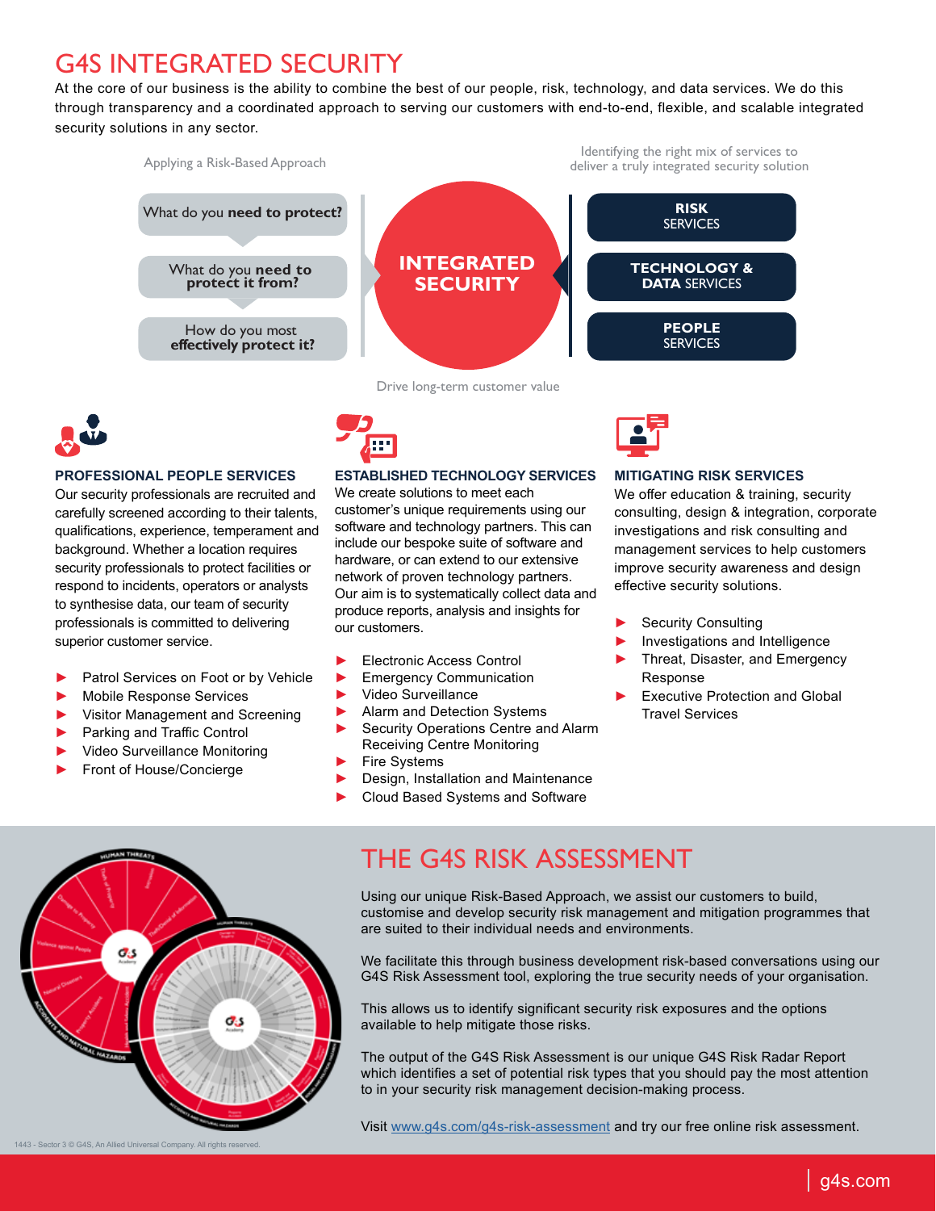# G4S INTEGRATED SECURITY

At the core of our business is the ability to combine the best of our people, risk, technology, and data services. We do this through transparency and a coordinated approach to serving our customers with end-to-end, flexible, and scalable integrated security solutions in any sector.

Applying a Risk-Based Approach

What do you **need to protect?**

What do you **need to protect it from?**

How do you most **effectively protect it?**

**INTEGRATED SECURITY**

Identifying the right mix of services to deliver a truly integrated security solution

**RISK** SERVICES

**TECHNOLOGY & DATA** SERVICES

**PEOPLE** SERVICES

Drive long-term customer value

### PROFESSIONAL PEOPLE SERVICES

Our security professionals are recruited and carefully screened according to their talents, qualifications, experience, temperament and background. Whether a location requires security professionals to protect facilities or respond to incidents, operators or analysts to synthesise data, our team of security professionals is committed to delivering superior customer service.

- Patrol Services on Foot or by Vehicle
- Mobile Response Services
- Visitor Management and Screening
- Parking and Traffic Control
- Video Surveillance Monitoring
- Front of House/Concierge

### ESTABLISHED TECHNOLOGY SERVICES

We create solutions to meet each customer's unique requirements using our software and technology partners. This can include our bespoke suite of software and hardware, or can extend to our extensive network of proven technology partners. Our aim is to systematically collect data and produce reports, analysis and insights for our customers.

- Electronic Access Control
- Emergency Communication
- Video Surveillance
- Alarm and Detection Systems
- Security Operations Centre and Alarm Receiving Centre Monitoring
- Fire Systems
- Design, Installation and Maintenance
- Cloud Based Systems and Software

### MITIGATING RISK SERVICES

We offer education & training, security consulting, design & integration, corporate investigations and risk consulting and management services to help customers improve security awareness and design effective security solutions.

- Security Consulting
- Investigations and Intelligence
- Threat, Disaster, and Emergency Response
- Executive Protection and Global Travel Services

# THE G4S RISK ASSESSMENT

Using our unique Risk-Based Approach, we assist our customers to build, customise and develop security risk management and mitigation programmes that are suited to their individual needs and environments.

We facilitate this through business development risk-based conversations using our G4S Risk Assessment tool, exploring the true security needs of your organisation.

This allows us to identify significant security risk exposures and the options available to help mitigate those risks.

The output of the G4S Risk Assessment is our unique G4S Risk Radar Report which identifies a set of potential risk types that you should pay the most attention to in your security risk management decision-making process.

Visit www.g4s.com/g4s-risk-assessment and try our free online risk assessment.

1443 - Sector 3 © G4S, An Allied Universal Company. All rights reserved.

g4s.com